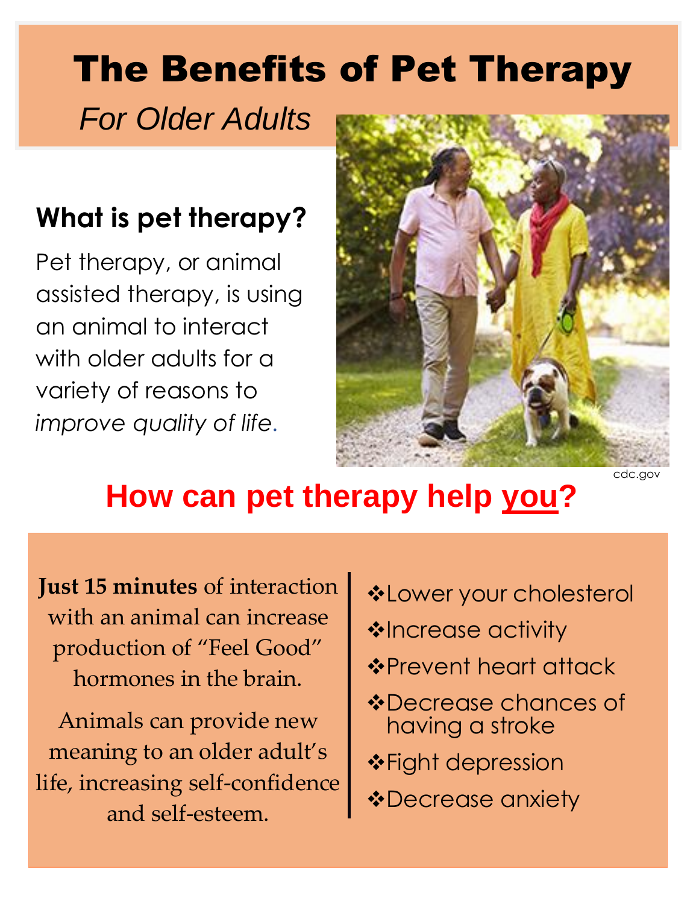# The Benefits of Pet Therapy

*For Older Adults*

## What is pet therapy?

Pet therapy, or animal assisted therapy, is using an animal to interact with older adults for a variety of reasons to *improve quality of life*.

cdc.gov

## How can pet therapy help you?

**Just 15 minutes** of interaction with an animal can increase production of "Feel Good" hormones in the brain.

Animals can provide new meaning to an older adult's life, increasing self-confidence and self-esteem.

- Lower your cholesterol
- Increase activity
- Prevent heart attack
- Decrease chances of having a stroke
- Fight depression
- Decrease anxiety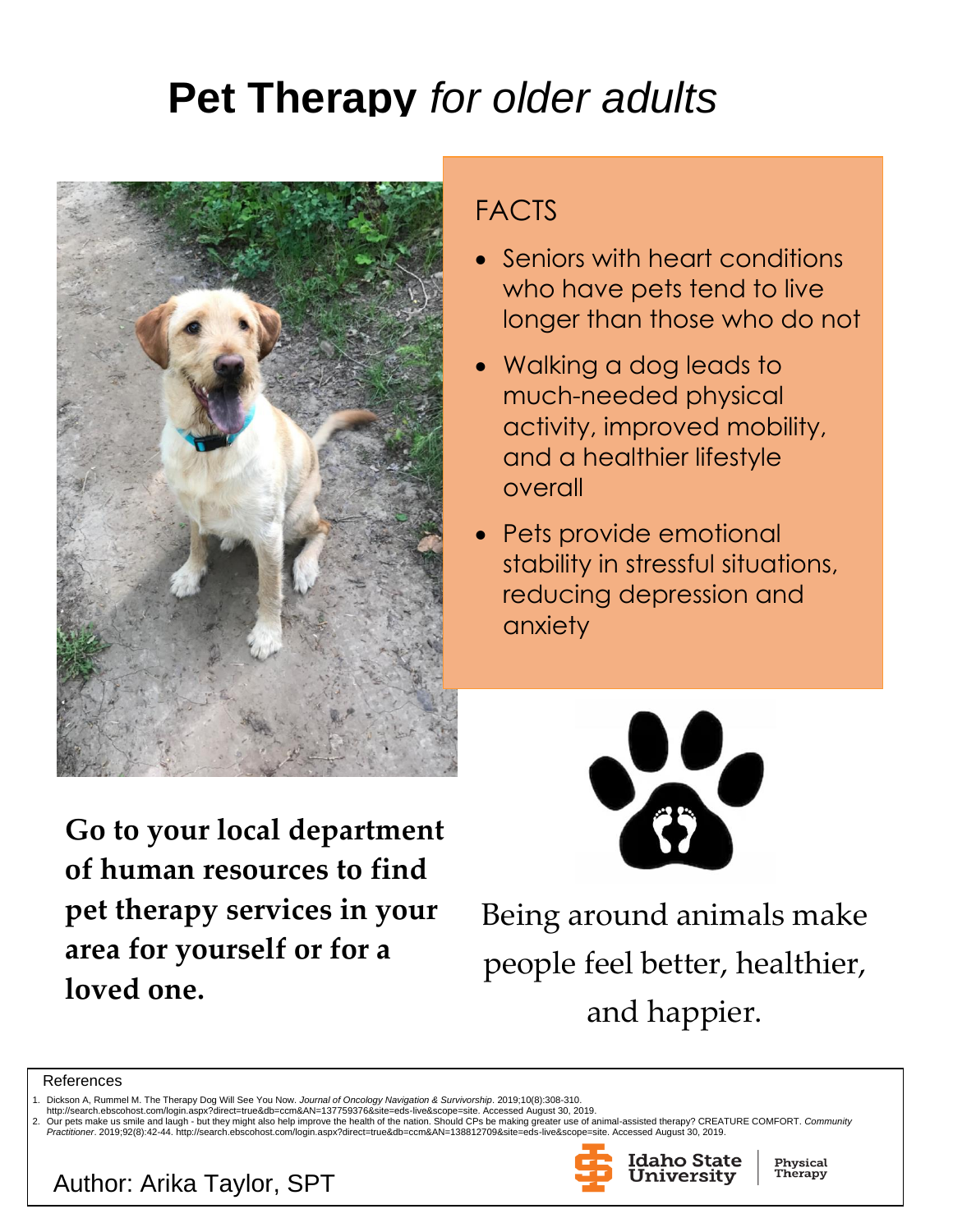# **Pet Therapy** *for older adults*

## FACTS

- Seniors with heart conditions who have pets tend to live longer than those who do not
- Walking a dog leads to much-needed physical activity, improved mobility, and a healthier lifestyle overall
- Pets provide emotional stability in stressful situations, reducing depression and anxiety

**Go to your local department of human resources to find pet therapy services in your area for yourself or for a loved one.**

Being around animals make people feel better, healthier, and happier.

References

1. Dickson A, Rummel M. The Therapy Dog Will See You Now. *Journal of Oncology Navigation & Survivorship*. 2019;10(8):308-310. http://search.ebscohost.com/login.aspx?direct=true&db=ccm&AN=137759376&site=eds-live&scope=site. Accessed August 30, 2019.
2. Our pets make us smile and laugh - but they might also help improve the health of the nation. Should CPs be making greater use of animal-assisted therapy? CREATURE COMFORT. *Community Practitioner*. 2019;92(8):42-44. http://search.ebscohost.com/login.aspx?direct=true&db=ccm&AN=138812709&site=eds-live&scope=site. Accessed August 30, 2019.

Author: Arika Taylor, SPT

Idaho State University | Physical Therapy